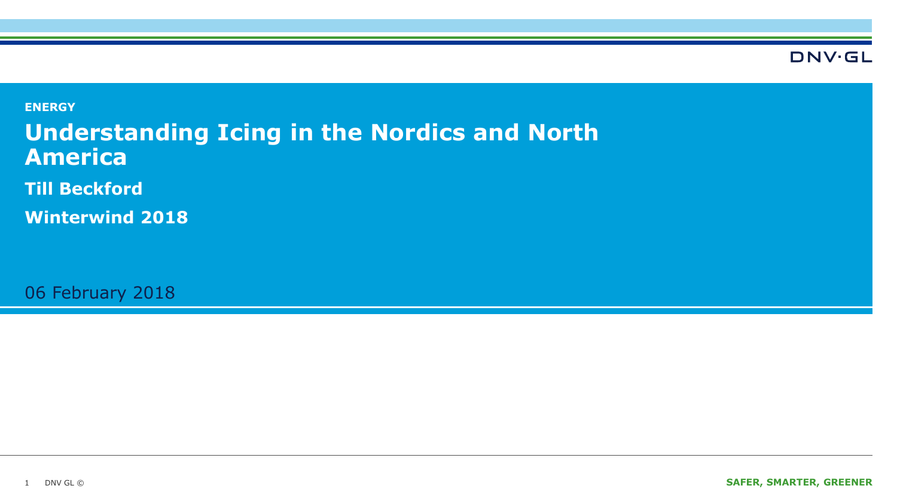ENERGY

# Understanding Icing in the Nordics and North America

**Till Beckford**

**Winterwind 2018**

06 February 2018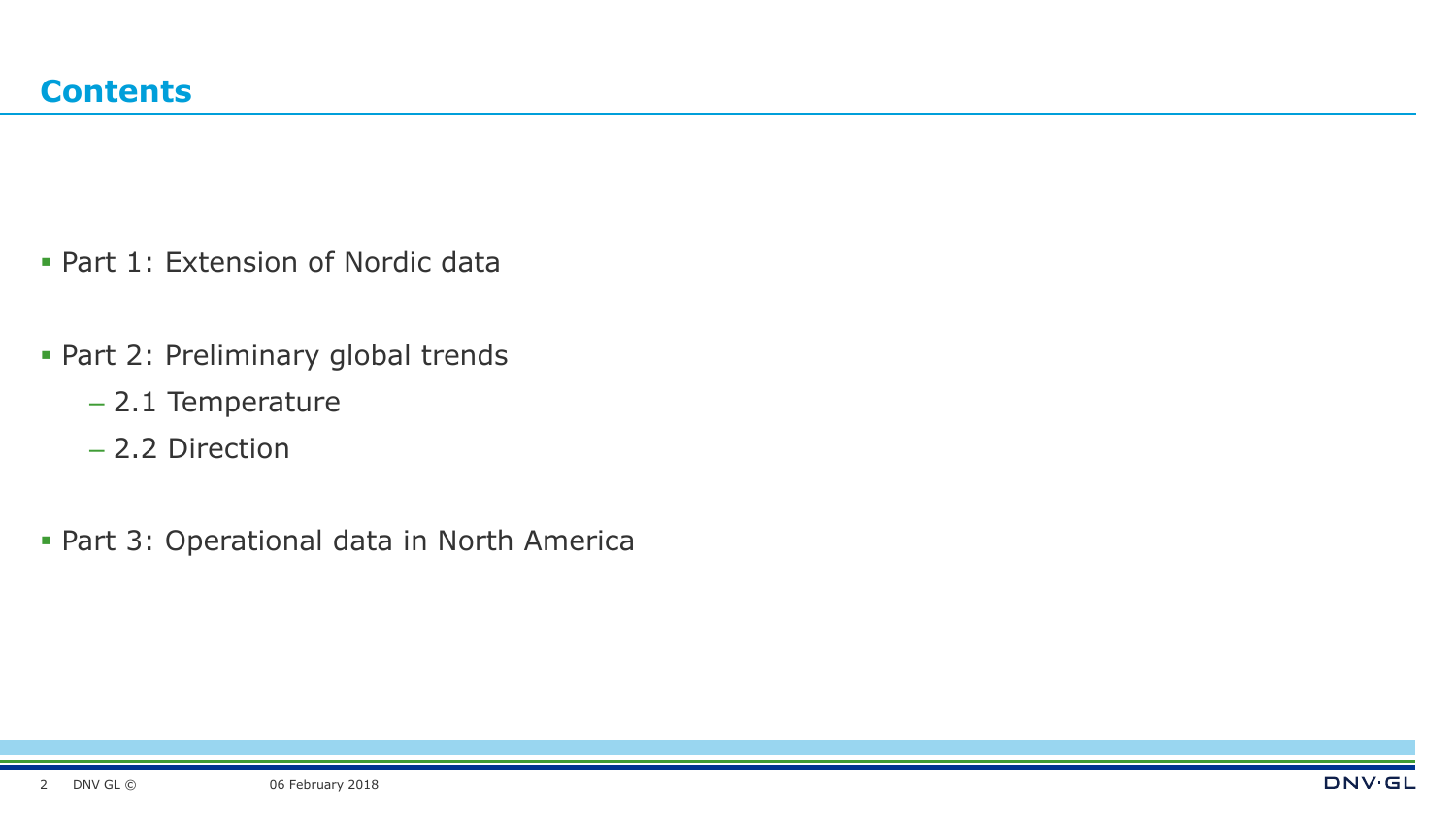# Contents

- Part 1: Extension of Nordic data
- Part 2: Preliminary global trends
  - 2.1 Temperature
  - 2.2 Direction
- Part 3: Operational data in North America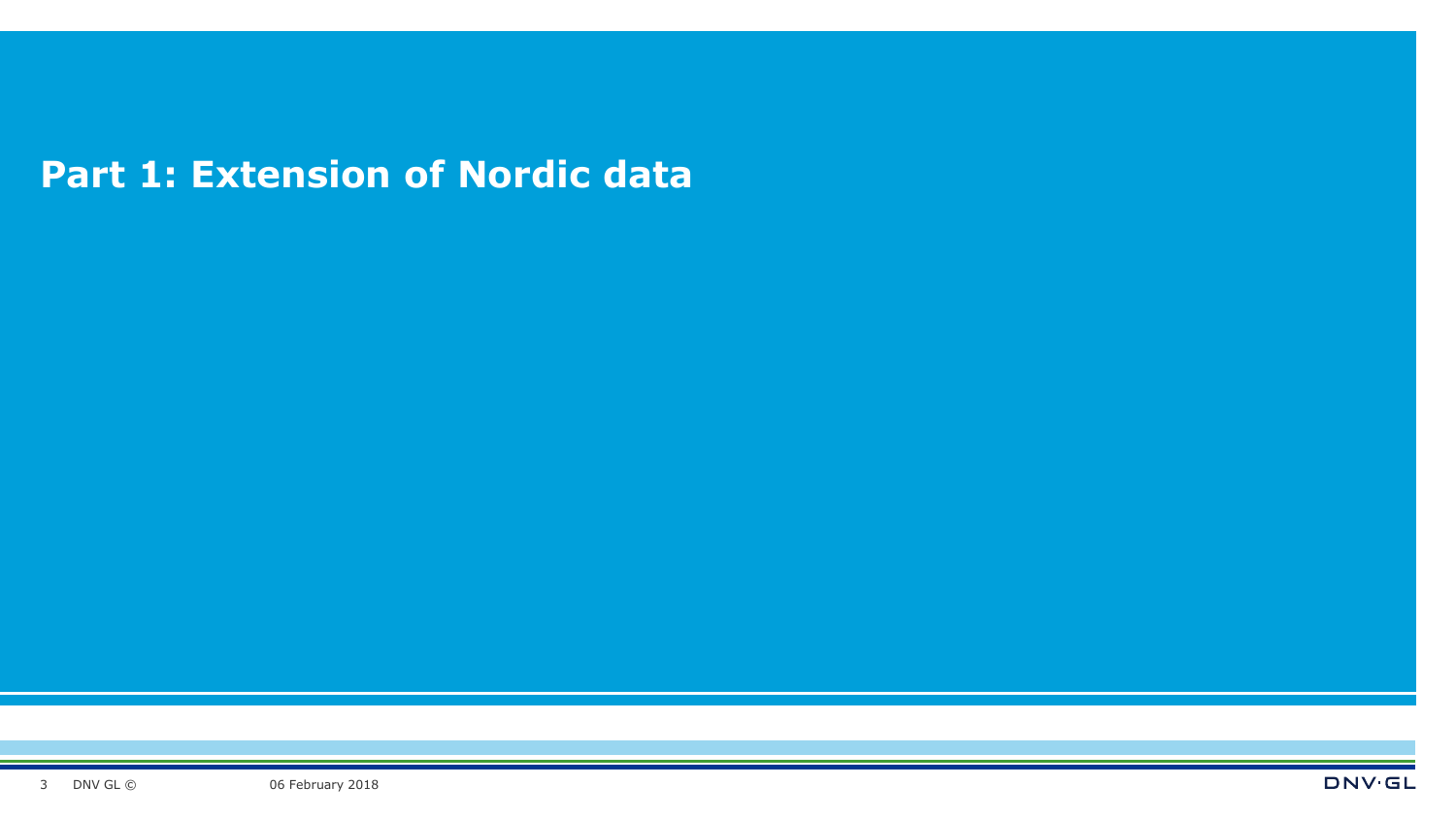# Part 1: Extension of Nordic data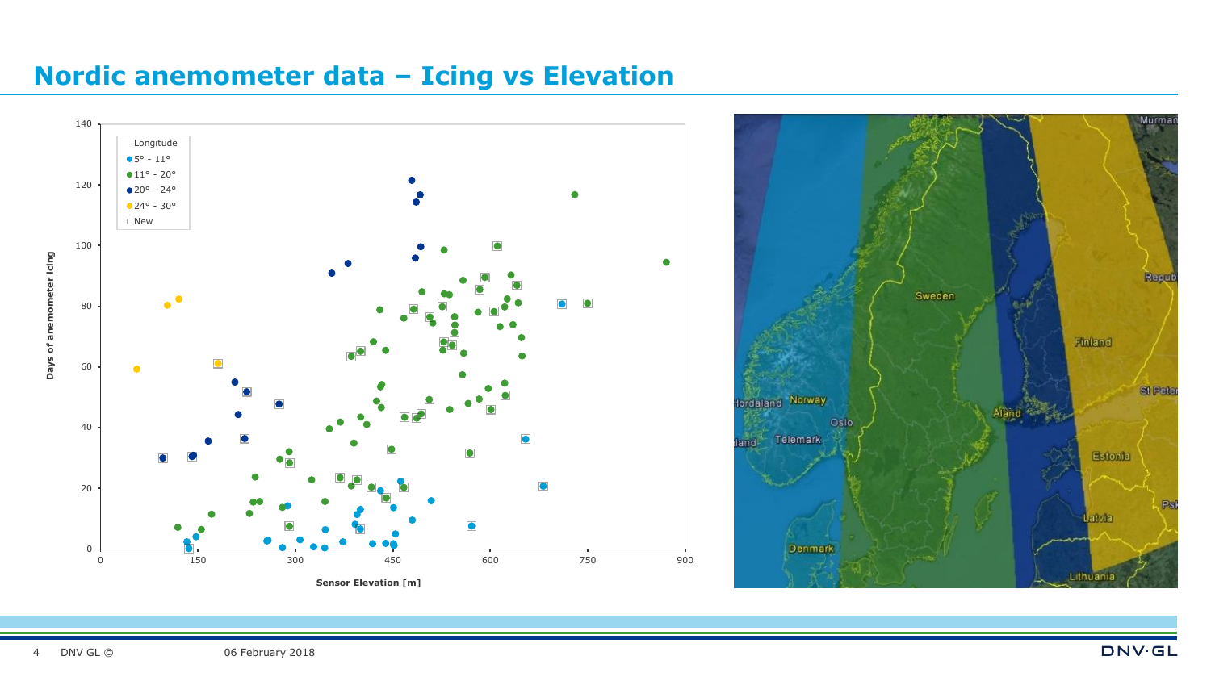# Nordic anemometer data – Icing vs Elevation

Longitude
- 5° - 11°
- 11° - 20°
- 20° - 24°
- 24° - 30°
- New

Days of anemometer icing

Sensor Elevation [m]

Sweden, Norway, Oslo, Hordaland, Telemark, Finland, Åland, Estonia, Latvia, Lithuania, Denmark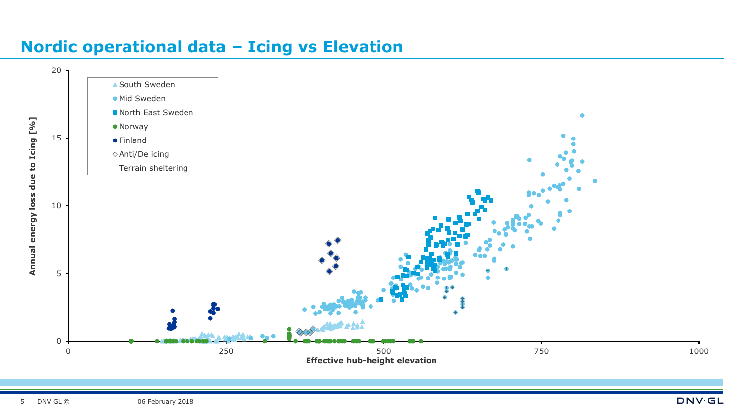## Nordic operational data – Icing vs Elevation

Annual energy loss due to Icing [%]

- South Sweden
- Mid Sweden
- North East Sweden
- Norway
- Finland
- Anti/De icing
- Terrain sheltering

Effective hub-height elevation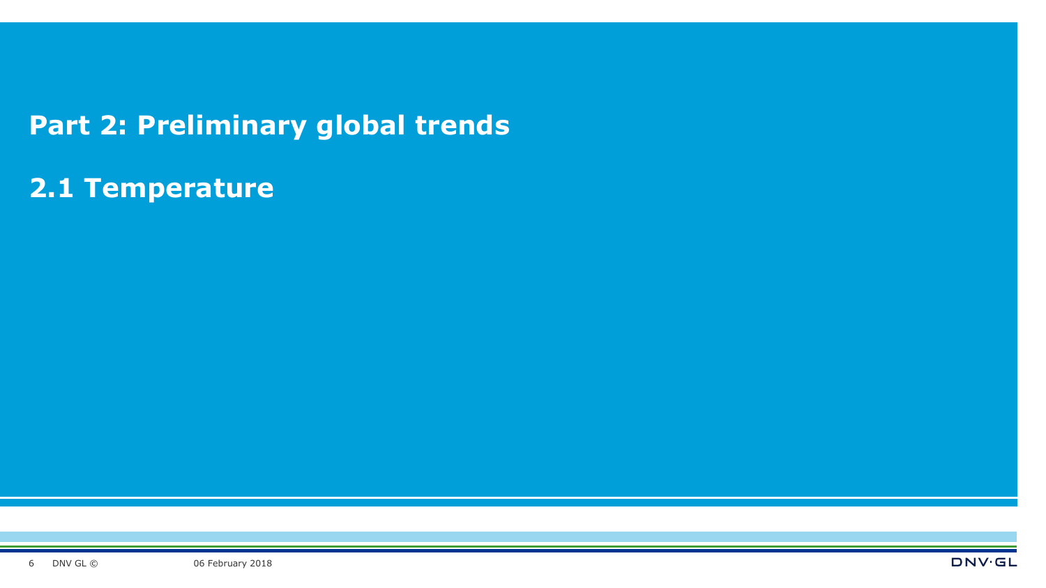# Part 2: Preliminary global trends

## 2.1 Temperature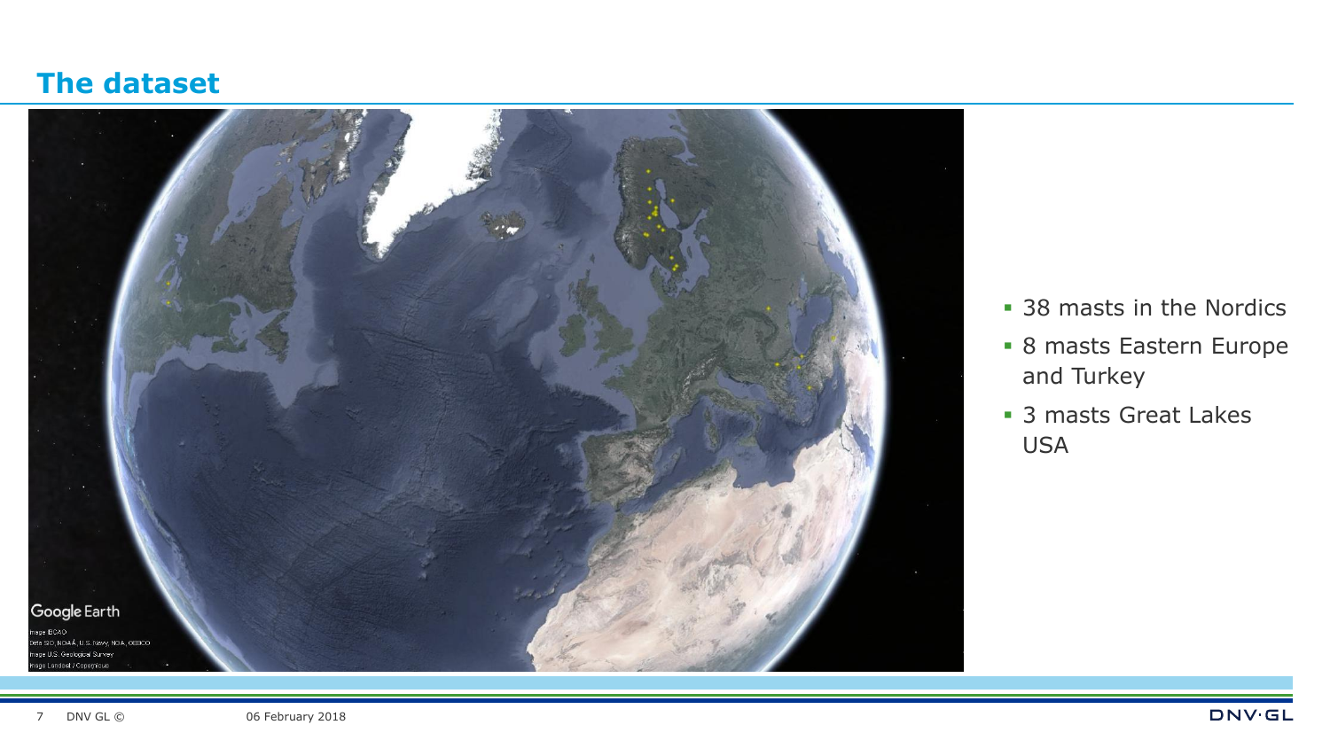## The dataset

- 38 masts in the Nordics
- 8 masts Eastern Europe and Turkey
- 3 masts Great Lakes USA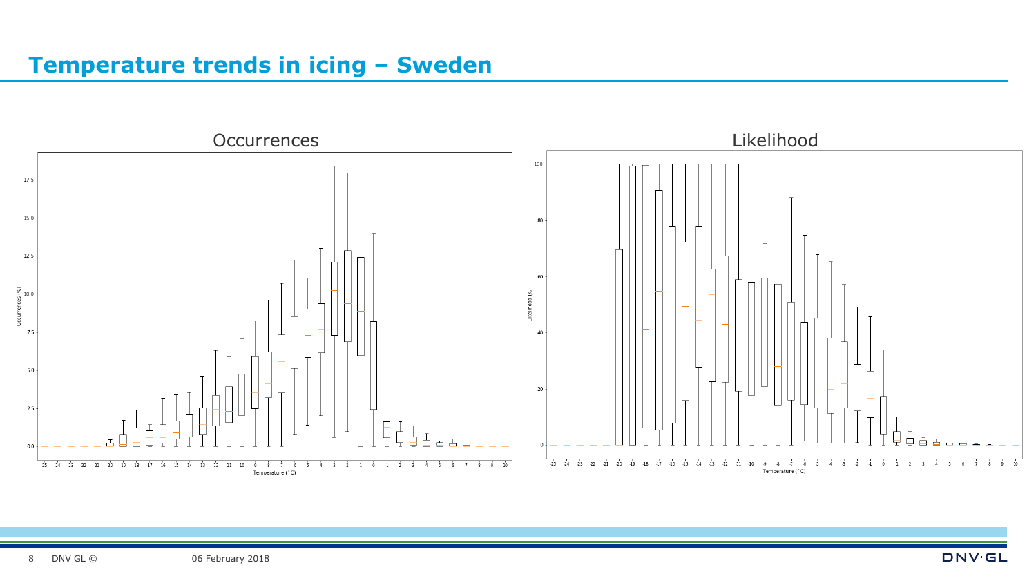# Temperature trends in icing – Sweden

Occurrences

Likelihood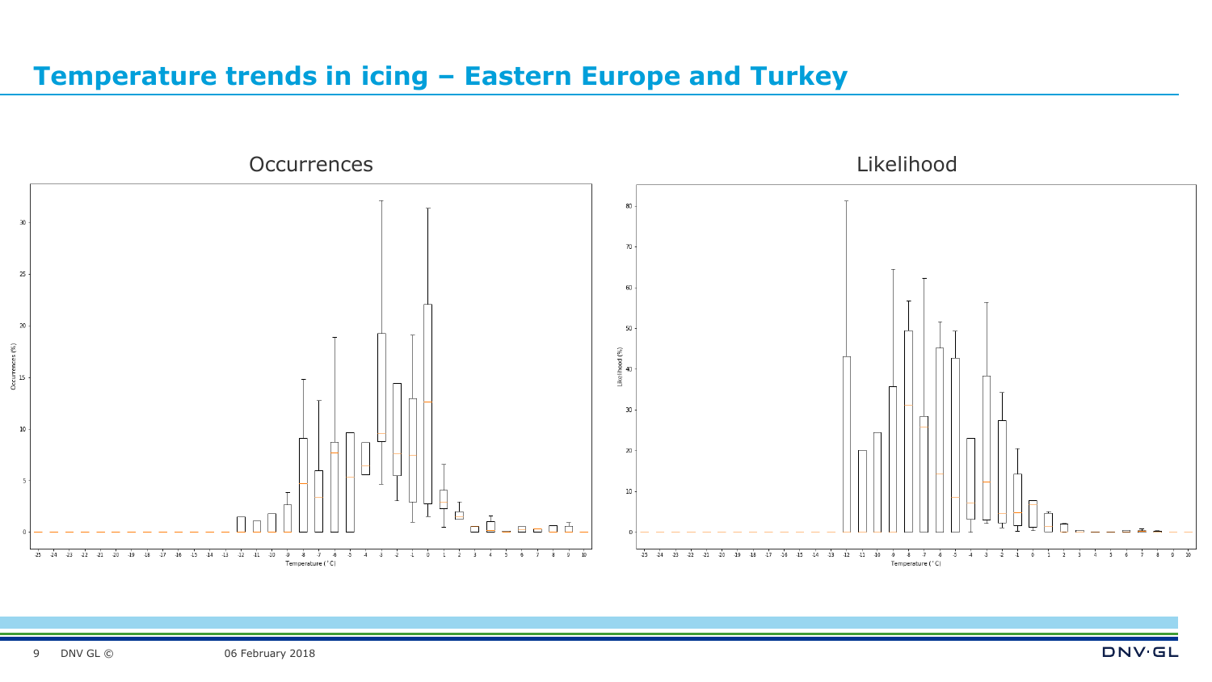# Temperature trends in icing – Eastern Europe and Turkey

Occurrences

Likelihood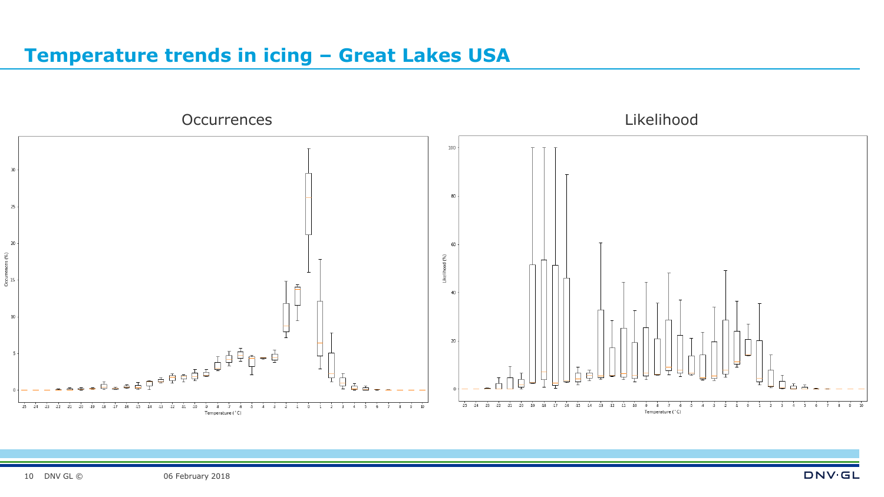# Temperature trends in icing – Great Lakes USA

Occurrences

Likelihood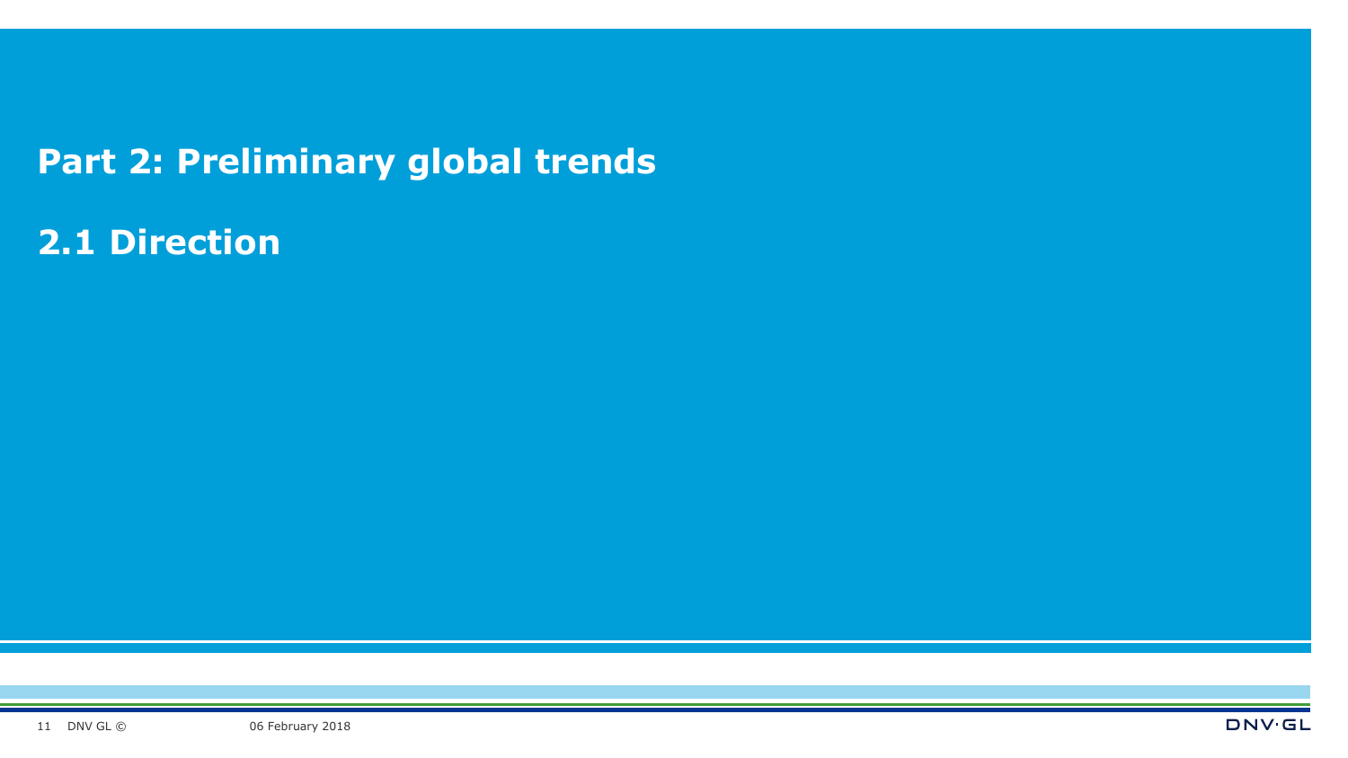# Part 2: Preliminary global trends

## 2.1 Direction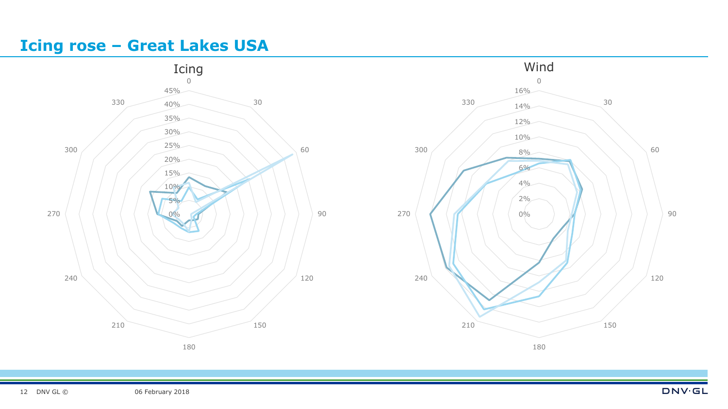# Icing rose – Great Lakes USA

Icing

0, 30, 60, 90, 120, 150, 180, 210, 240, 270, 300, 330

0%, 5%, 10%, 15%, 20%, 25%, 30%, 35%, 40%, 45%

Wind

0, 30, 60, 90, 120, 150, 180, 210, 240, 270, 300, 330

0%, 2%, 4%, 6%, 8%, 10%, 12%, 14%, 16%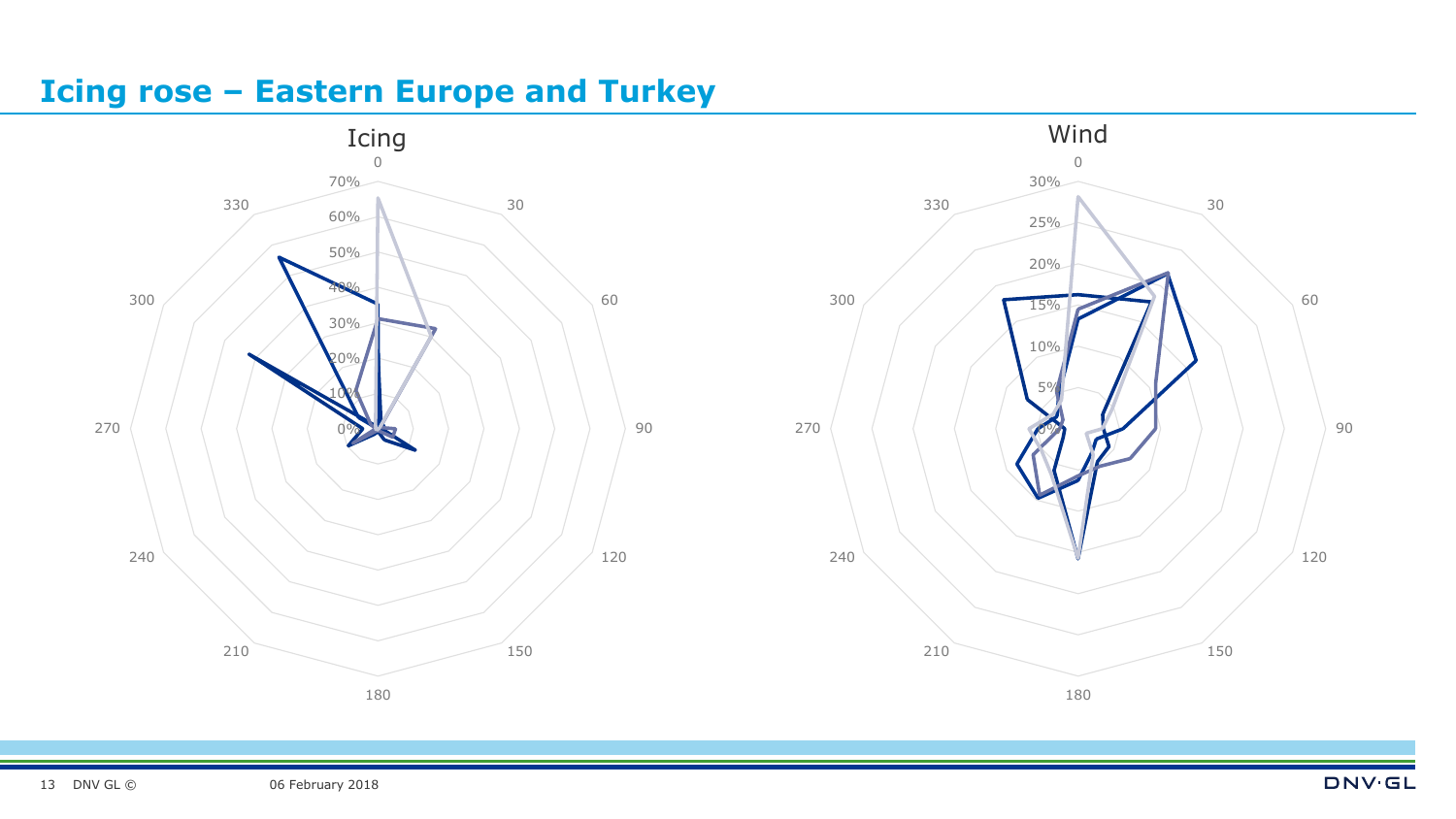# Icing rose – Eastern Europe and Turkey

Icing

Wind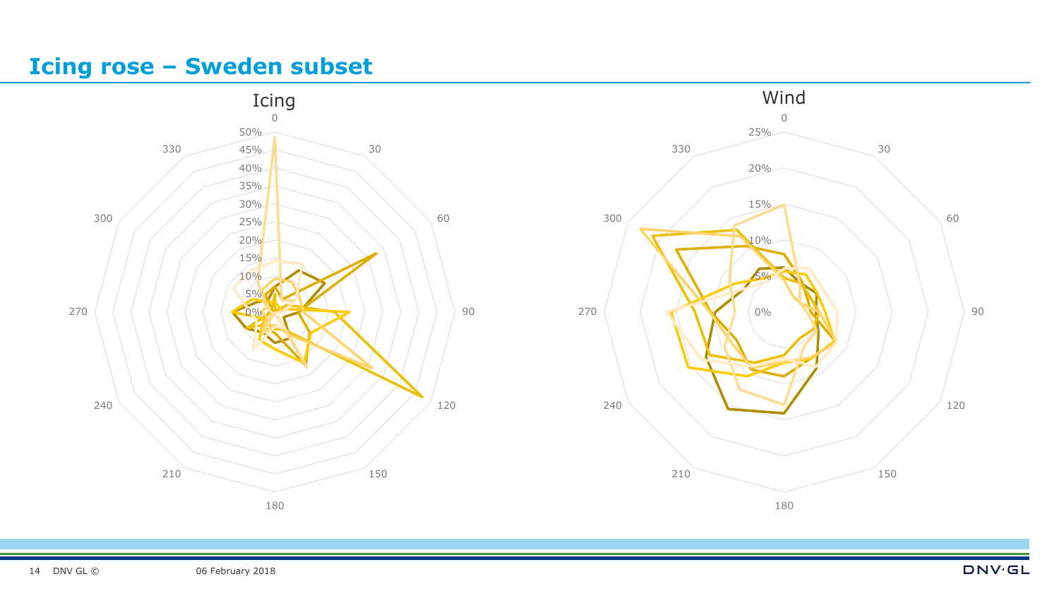# Icing rose – Sweden subset

Icing

0, 30, 60, 90, 120, 150, 180, 210, 240, 270, 300, 330

0%, 5%, 10%, 15%, 20%, 25%, 30%, 35%, 40%, 45%, 50%

Wind

0, 30, 60, 90, 120, 150, 180, 210, 240, 270, 300, 330

0%, 5%, 10%, 15%, 20%, 25%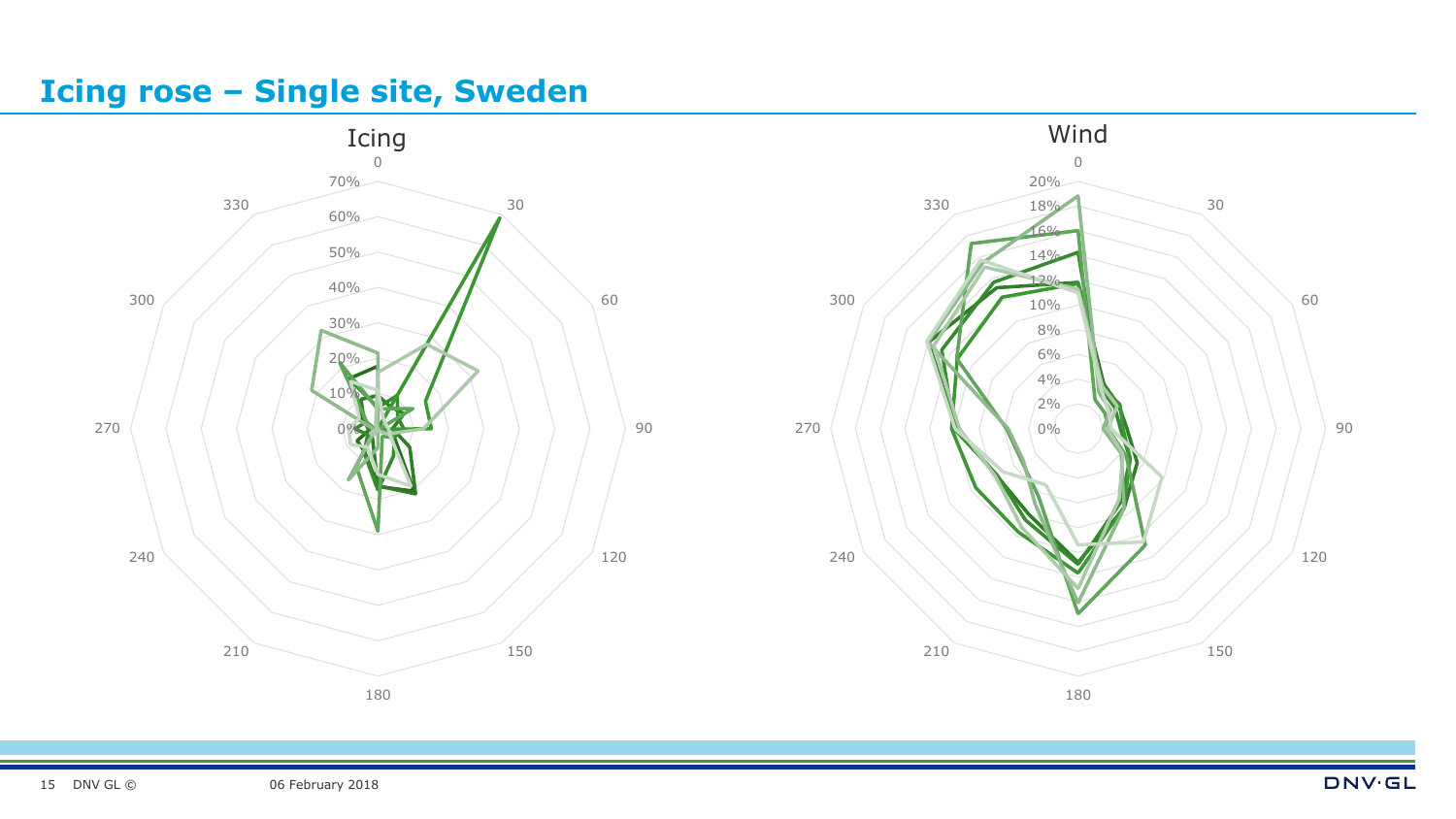# Icing rose – Single site, Sweden

Icing

0, 30, 60, 90, 120, 150, 180, 210, 240, 270, 300, 330

0%, 10%, 20%, 30%, 40%, 50%, 60%, 70%

Wind

0, 30, 60, 90, 120, 150, 180, 210, 240, 270, 300, 330

0%, 2%, 4%, 6%, 8%, 10%, 12%, 14%, 16%, 18%, 20%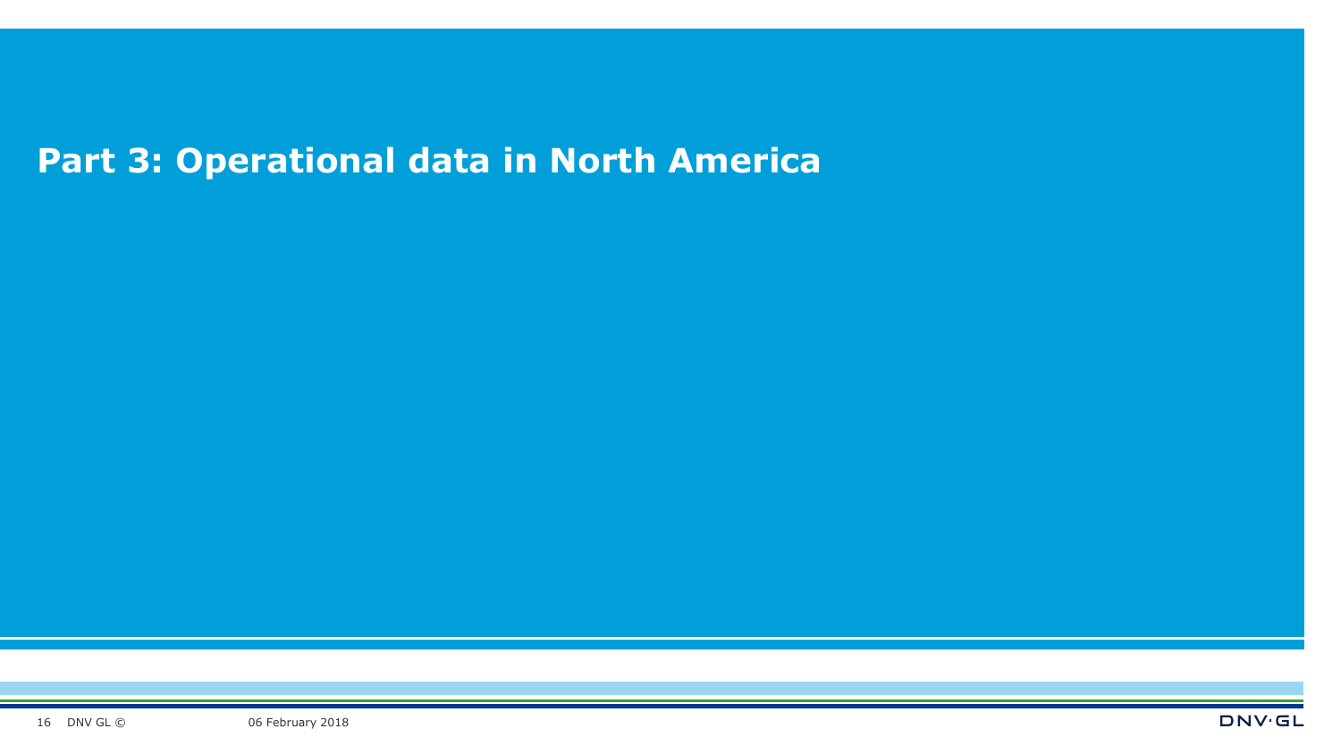# Part 3: Operational data in North America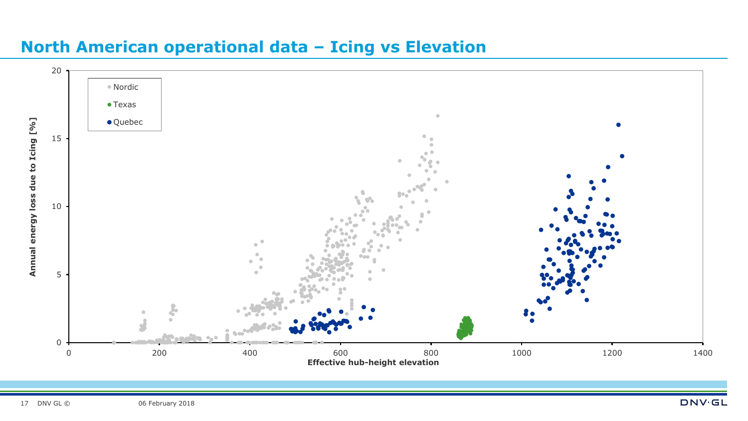# North American operational data – Icing vs Elevation

Annual energy loss due to Icing [%]

Effective hub-height elevation

- Nordic
- Texas
- Quebec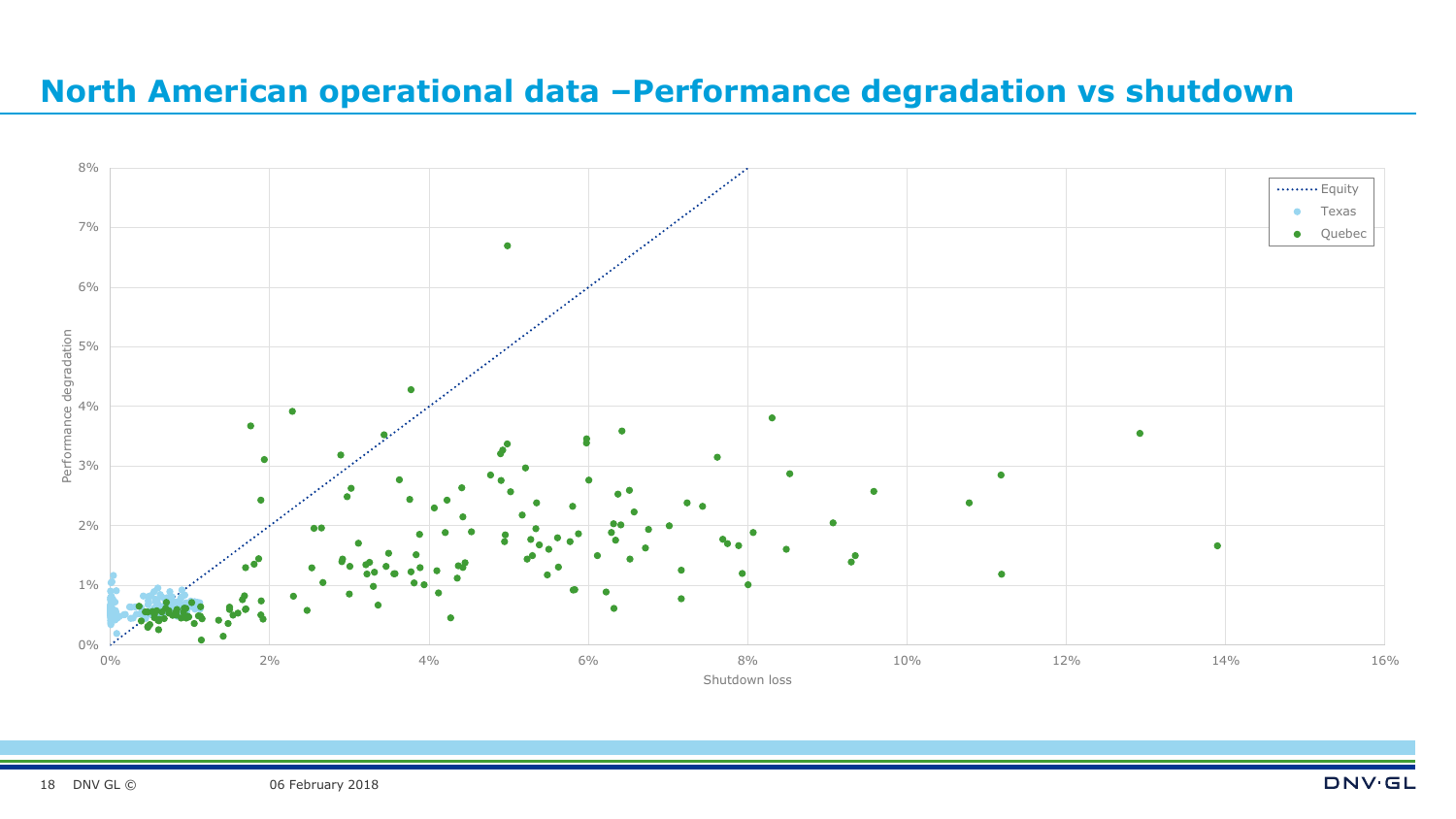# North American operational data –Performance degradation vs shutdown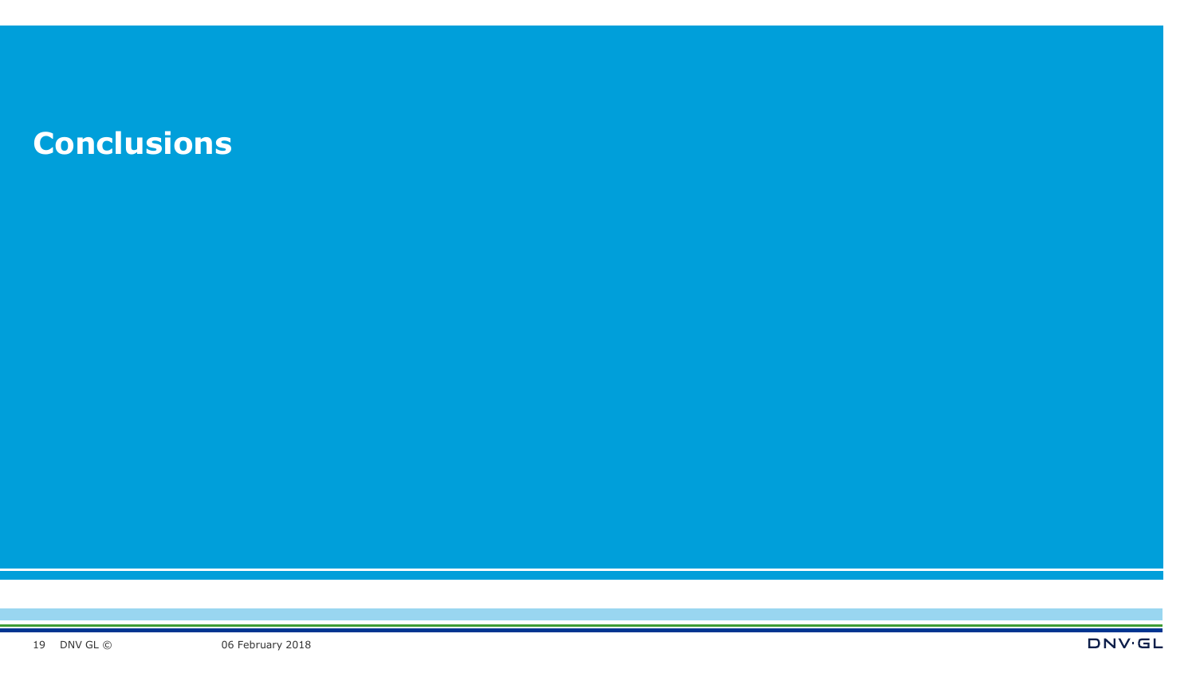# Conclusions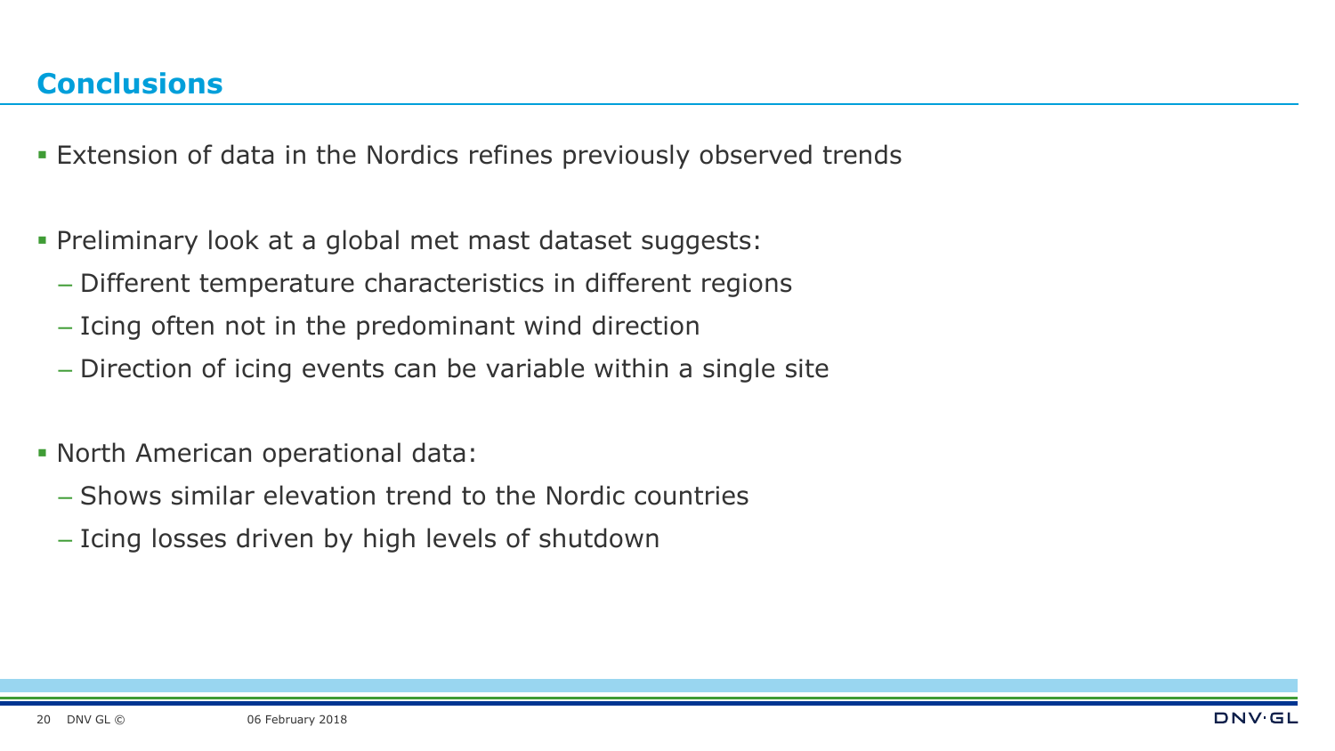## Conclusions

- Extension of data in the Nordics refines previously observed trends

- Preliminary look at a global met mast dataset suggests:
  - Different temperature characteristics in different regions
  - Icing often not in the predominant wind direction
  - Direction of icing events can be variable within a single site

- North American operational data:
  - Shows similar elevation trend to the Nordic countries
  - Icing losses driven by high levels of shutdown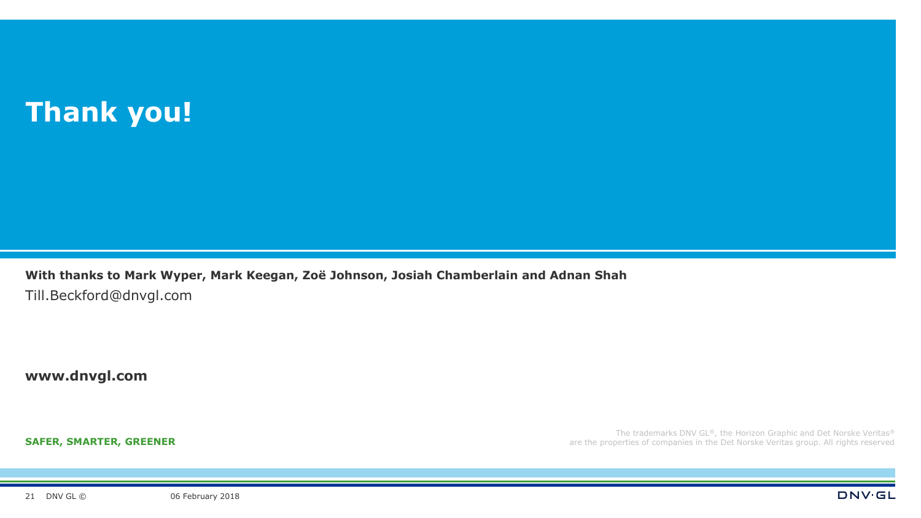# Thank you!

**With thanks to Mark Wyper, Mark Keegan, Zoë Johnson, Josiah Chamberlain and Adnan Shah**

Till.Beckford@dnvgl.com

**www.dnvgl.com**

**SAFER, SMARTER, GREENER**

The trademarks DNV GL®, the Horizon Graphic and Det Norske Veritas® are the properties of companies in the Det Norske Veritas group. All rights reserved